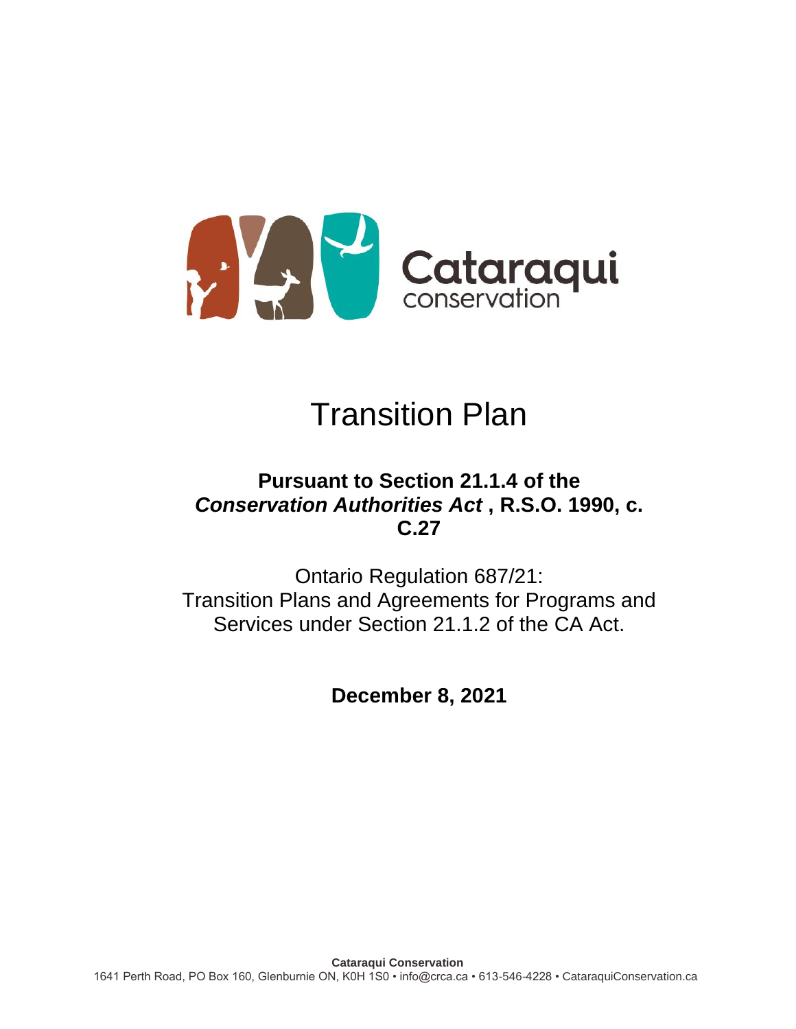Cataraqui conservation

# Transition Plan

## Pursuant to Section 21.1.4 of the *Conservation Authorities Act* , R.S.O. 1990, c. C.27

Ontario Regulation 687/21:
Transition Plans and Agreements for Programs and Services under Section 21.1.2 of the CA Act.

**December 8, 2021**

**Cataraqui Conservation**
1641 Perth Road, PO Box 160, Glenburnie ON, K0H 1S0 • info@crca.ca • 613-546-4228 • CataraquiConservation.ca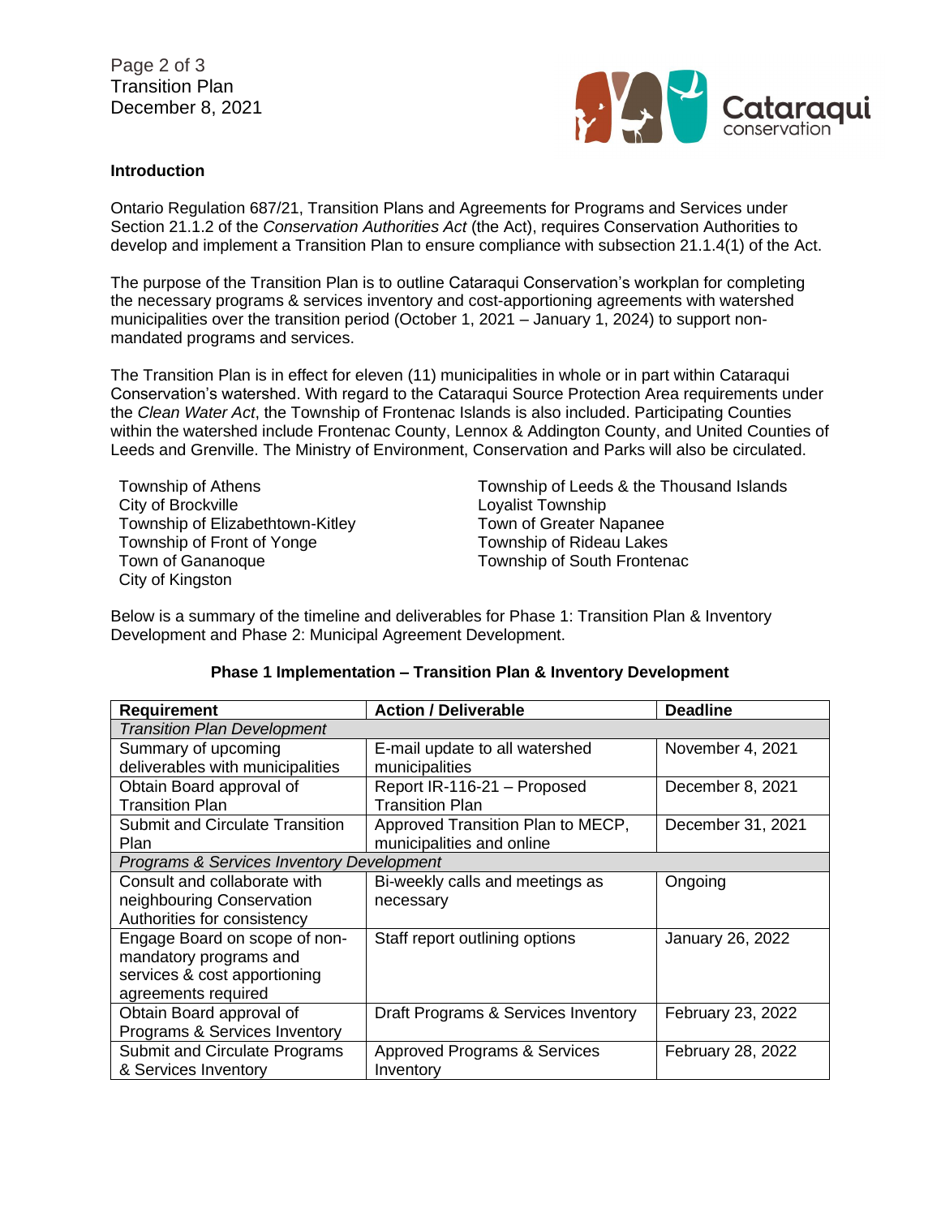### Introduction

Ontario Regulation 687/21, Transition Plans and Agreements for Programs and Services under Section 21.1.2 of the *Conservation Authorities Act* (the Act), requires Conservation Authorities to develop and implement a Transition Plan to ensure compliance with subsection 21.1.4(1) of the Act.

The purpose of the Transition Plan is to outline Cataraqui Conservation's workplan for completing the necessary programs & services inventory and cost-apportioning agreements with watershed municipalities over the transition period (October 1, 2021 – January 1, 2024) to support non-mandated programs and services.

The Transition Plan is in effect for eleven (11) municipalities in whole or in part within Cataraqui Conservation's watershed. With regard to the Cataraqui Source Protection Area requirements under the *Clean Water Act*, the Township of Frontenac Islands is also included. Participating Counties within the watershed include Frontenac County, Lennox & Addington County, and United Counties of Leeds and Grenville. The Ministry of Environment, Conservation and Parks will also be circulated.

- Township of Athens
- City of Brockville
- Township of Elizabethtown-Kitley
- Township of Front of Yonge
- Town of Gananoque
- City of Kingston
- Township of Leeds & the Thousand Islands
- Loyalist Township
- Town of Greater Napanee
- Township of Rideau Lakes
- Township of South Frontenac

Below is a summary of the timeline and deliverables for Phase 1: Transition Plan & Inventory Development and Phase 2: Municipal Agreement Development.

**Phase 1 Implementation – Transition Plan & Inventory Development**

| Requirement | Action / Deliverable | Deadline |
|---|---|---|
| *Transition Plan Development* | | |
| Summary of upcoming deliverables with municipalities | E-mail update to all watershed municipalities | November 4, 2021 |
| Obtain Board approval of Transition Plan | Report IR-116-21 – Proposed Transition Plan | December 8, 2021 |
| Submit and Circulate Transition Plan | Approved Transition Plan to MECP, municipalities and online | December 31, 2021 |
| *Programs & Services Inventory Development* | | |
| Consult and collaborate with neighbouring Conservation Authorities for consistency | Bi-weekly calls and meetings as necessary | Ongoing |
| Engage Board on scope of non-mandatory programs and services & cost apportioning agreements required | Staff report outlining options | January 26, 2022 |
| Obtain Board approval of Programs & Services Inventory | Draft Programs & Services Inventory | February 23, 2022 |
| Submit and Circulate Programs & Services Inventory | Approved Programs & Services Inventory | February 28, 2022 |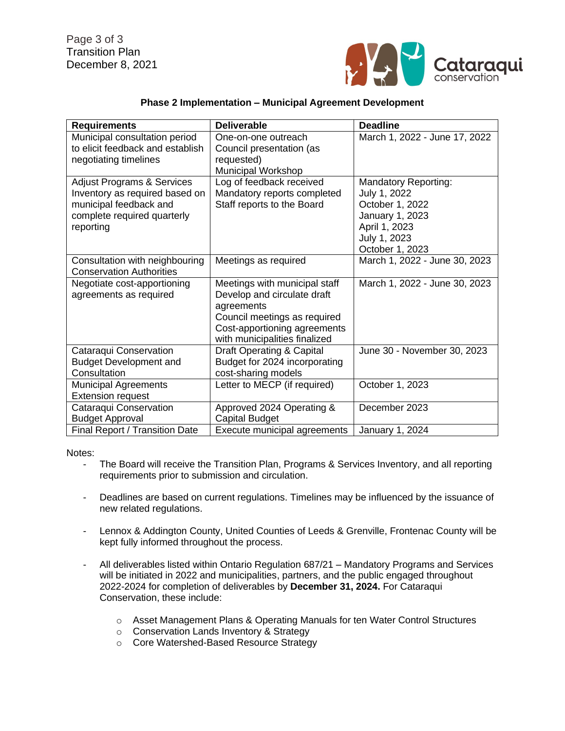### Phase 2 Implementation – Municipal Agreement Development

| Requirements | Deliverable | Deadline |
|---|---|---|
| Municipal consultation period to elicit feedback and establish negotiating timelines | One-on-one outreach<br>Council presentation (as requested)<br>Municipal Workshop | March 1, 2022 - June 17, 2022 |
| Adjust Programs & Services Inventory as required based on municipal feedback and complete required quarterly reporting | Log of feedback received<br>Mandatory reports completed<br>Staff reports to the Board | Mandatory Reporting:<br>July 1, 2022<br>October 1, 2022<br>January 1, 2023<br>April 1, 2023<br>July 1, 2023<br>October 1, 2023 |
| Consultation with neighbouring Conservation Authorities | Meetings as required | March 1, 2022 - June 30, 2023 |
| Negotiate cost-apportioning agreements as required | Meetings with municipal staff<br>Develop and circulate draft agreements<br>Council meetings as required<br>Cost-apportioning agreements with municipalities finalized | March 1, 2022 - June 30, 2023 |
| Cataraqui Conservation Budget Development and Consultation | Draft Operating & Capital Budget for 2024 incorporating cost-sharing models | June 30 - November 30, 2023 |
| Municipal Agreements Extension request | Letter to MECP (if required) | October 1, 2023 |
| Cataraqui Conservation Budget Approval | Approved 2024 Operating & Capital Budget | December 2023 |
| Final Report / Transition Date | Execute municipal agreements | January 1, 2024 |

Notes:

- The Board will receive the Transition Plan, Programs & Services Inventory, and all reporting requirements prior to submission and circulation.

- Deadlines are based on current regulations. Timelines may be influenced by the issuance of new related regulations.

- Lennox & Addington County, United Counties of Leeds & Grenville, Frontenac County will be kept fully informed throughout the process.

- All deliverables listed within Ontario Regulation 687/21 – Mandatory Programs and Services will be initiated in 2022 and municipalities, partners, and the public engaged throughout 2022-2024 for completion of deliverables by **December 31, 2024.** For Cataraqui Conservation, these include:

    - Asset Management Plans & Operating Manuals for ten Water Control Structures
    - Conservation Lands Inventory & Strategy
    - Core Watershed-Based Resource Strategy